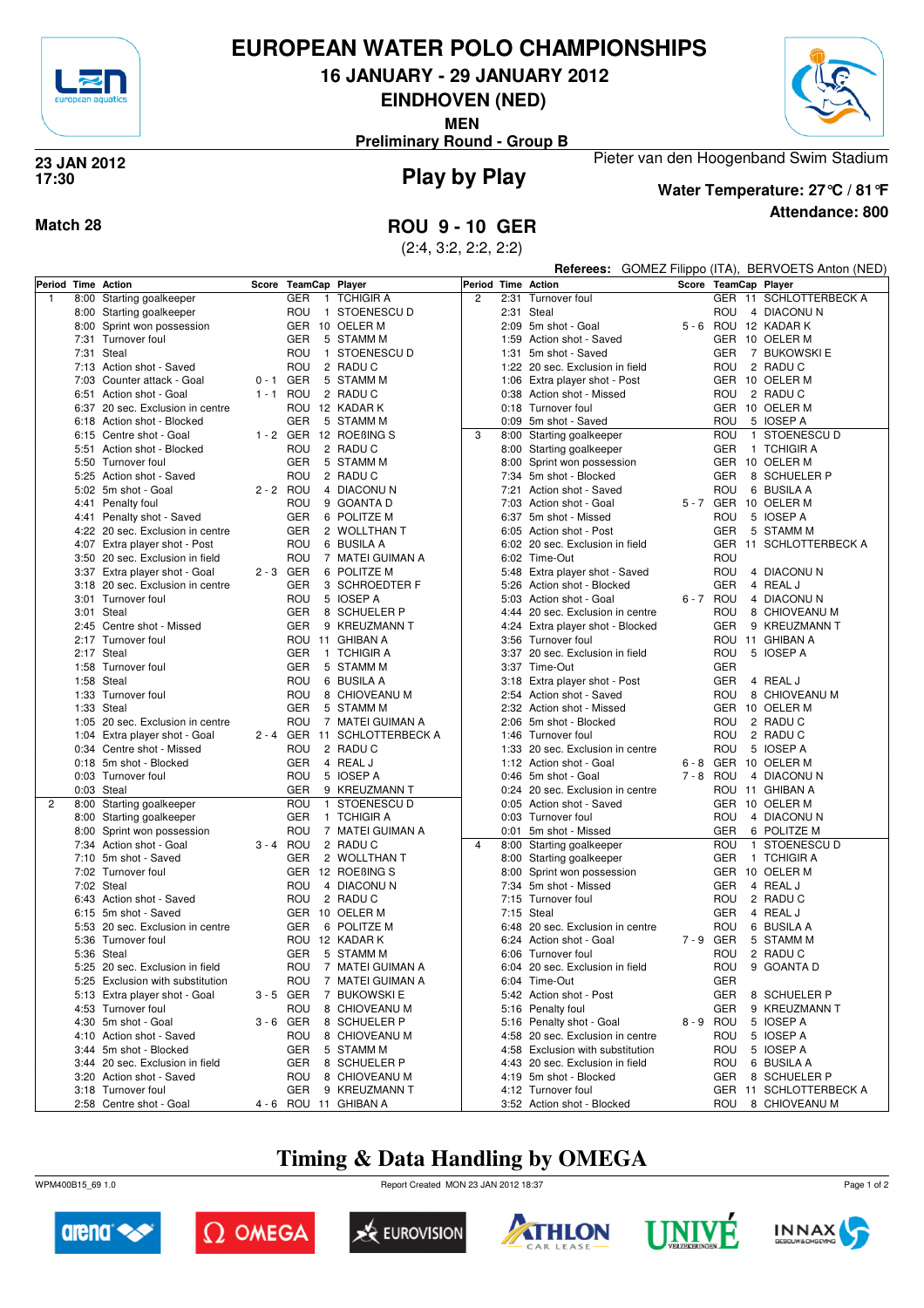# EUROPEAN WATER POLO CHAMPIONSHIPS

## 16 JANUARY - 29 JANUARY 2012

## EINDHOVEN (NED)

**MEN**

**Preliminary Round - Group B**

**23 JAN 2012**
**17:30**

## Play by Play

Pieter van den Hoogenband Swim Stadium

**Water Temperature: 27℃ / 81℉**

**Attendance: 800**

**Match 28**

## ROU 9 - 10 GER

(2:4, 3:2, 2:2, 2:2)

**Referees:** GOMEZ Filippo (ITA), BERVOETS Anton (NED)

| Period | Time | Action | Score | TeamCap | Player |
|---|---|---|---|---|---|
| 1 | 8:00 | Starting goalkeeper | | GER 1 | TCHIGIR A |
| | 8:00 | Starting goalkeeper | | ROU 1 | STOENESCU D |
| | 8:00 | Sprint won possession | | GER 10 | OELER M |
| | 7:31 | Turnover foul | | GER 5 | STAMM M |
| | 7:31 | Steal | | ROU 1 | STOENESCU D |
| | 7:13 | Action shot - Saved | | ROU 2 | RADU C |
| | 7:03 | Counter attack - Goal | 0 - 1 | GER 5 | STAMM M |
| | 6:51 | Action shot - Goal | 1 - 1 | ROU 2 | RADU C |
| | 6:37 | 20 sec. Exclusion in centre | | ROU 12 | KADAR K |
| | 6:18 | Action shot - Blocked | | GER 5 | STAMM M |
| | 6:15 | Centre shot - Goal | 1 - 2 | GER 12 | ROEßING S |
| | 5:51 | Action shot - Blocked | | ROU 2 | RADU C |
| | 5:50 | Turnover foul | | GER 5 | STAMM M |
| | 5:25 | Action shot - Saved | | ROU 2 | RADU C |
| | 5:02 | 5m shot - Goal | 2 - 2 | ROU 4 | DIACONU N |
| | 4:41 | Penalty foul | | ROU 9 | GOANTA D |
| | 4:41 | Penalty shot - Saved | | GER 6 | POLITZE M |
| | 4:22 | 20 sec. Exclusion in centre | | GER 2 | WOLLTHAN T |
| | 4:07 | Extra player shot - Post | | ROU 6 | BUSILA A |
| | 3:50 | 20 sec. Exclusion in field | | ROU 7 | MATEI GUIMAN A |
| | 3:37 | Extra player shot - Goal | 2 - 3 | GER 6 | POLITZE M |
| | 3:18 | 20 sec. Exclusion in centre | | GER 3 | SCHROEDTER F |
| | 3:01 | Turnover foul | | ROU 5 | IOSEP A |
| | 3:01 | Steal | | GER 8 | SCHUELER P |
| | 2:45 | Centre shot - Missed | | GER 9 | KREUZMANN T |
| | 2:17 | Turnover foul | | ROU 11 | GHIBAN A |
| | 2:17 | Steal | | GER 1 | TCHIGIR A |
| | 1:58 | Turnover foul | | GER 5 | STAMM M |
| | 1:58 | Steal | | ROU 6 | BUSILA A |
| | 1:33 | Turnover foul | | ROU 8 | CHIOVEANU M |
| | 1:33 | Steal | | GER 5 | STAMM M |
| | 1:05 | 20 sec. Exclusion in centre | | ROU 7 | MATEI GUIMAN A |
| | 1:04 | Extra player shot - Goal | 2 - 4 | GER 11 | SCHLOTTERBECK A |
| | 0:34 | Centre shot - Missed | | ROU 2 | RADU C |
| | 0:18 | 5m shot - Blocked | | GER 4 | REAL J |
| | 0:03 | Turnover foul | | ROU 5 | IOSEP A |
| | 0:03 | Steal | | GER 9 | KREUZMANN T |
| 2 | 8:00 | Starting goalkeeper | | ROU 1 | STOENESCU D |
| | 8:00 | Starting goalkeeper | | GER 1 | TCHIGIR A |
| | 8:00 | Sprint won possession | | ROU 7 | MATEI GUIMAN A |
| | 7:34 | Action shot - Goal | 3 - 4 | ROU 2 | RADU C |
| | 7:10 | 5m shot - Saved | | GER 2 | WOLLTHAN T |
| | 7:02 | Turnover foul | | GER 12 | ROEßING S |
| | 7:02 | Steal | | ROU 4 | DIACONU N |
| | 6:43 | Action shot - Saved | | ROU 2 | RADU C |
| | 6:15 | 5m shot - Saved | | GER 10 | OELER M |
| | 5:53 | 20 sec. Exclusion in centre | | GER 6 | POLITZE M |
| | 5:36 | Turnover foul | | ROU 12 | KADAR K |
| | 5:36 | Steal | | GER 5 | STAMM M |
| | 5:25 | 20 sec. Exclusion in field | | ROU 7 | MATEI GUIMAN A |
| | 5:25 | Exclusion with substitution | | ROU 7 | MATEI GUIMAN A |
| | 5:13 | Extra player shot - Goal | 3 - 5 | GER 7 | BUKOWSKI E |
| | 4:53 | Turnover foul | | ROU 8 | CHIOVEANU M |
| | 4:30 | 5m shot - Goal | 3 - 6 | GER 8 | SCHUELER P |
| | 4:10 | Action shot - Saved | | ROU 8 | CHIOVEANU M |
| | 3:44 | 5m shot - Blocked | | GER 5 | STAMM M |
| | 3:44 | 20 sec. Exclusion in field | | GER 8 | SCHUELER P |
| | 3:20 | Action shot - Saved | | ROU 8 | CHIOVEANU M |
| | 3:18 | Turnover foul | | GER 9 | KREUZMANN T |
| | 2:58 | Centre shot - Goal | 4 - 6 | ROU 11 | GHIBAN A |
| 2 | 2:31 | Turnover foul | | GER 11 | SCHLOTTERBECK A |
| | 2:31 | Steal | | ROU 4 | DIACONU N |
| | 2:09 | 5m shot - Goal | 5 - 6 | ROU 12 | KADAR K |
| | 1:59 | Action shot - Saved | | GER 10 | OELER M |
| | 1:31 | 5m shot - Saved | | GER 7 | BUKOWSKI E |
| | 1:22 | 20 sec. Exclusion in field | | ROU 2 | RADU C |
| | 1:06 | Extra player shot - Post | | GER 10 | OELER M |
| | 0:38 | Action shot - Missed | | ROU 2 | RADU C |
| | 0:18 | Turnover foul | | GER 10 | OELER M |
| | 0:09 | 5m shot - Saved | | ROU 5 | IOSEP A |
| 3 | 8:00 | Starting goalkeeper | | ROU 1 | STOENESCU D |
| | 8:00 | Starting goalkeeper | | GER 1 | TCHIGIR A |
| | 8:00 | Sprint won possession | | GER 10 | OELER M |
| | 7:34 | 5m shot - Blocked | | GER 8 | SCHUELER P |
| | 7:21 | Action shot - Saved | | ROU 6 | BUSILA A |
| | 7:03 | Action shot - Goal | 5 - 7 | GER 10 | OELER M |
| | 6:37 | 5m shot - Missed | | ROU 5 | IOSEP A |
| | 6:05 | Action shot - Post | | GER 5 | STAMM M |
| | 6:02 | 20 sec. Exclusion in field | | GER 11 | SCHLOTTERBECK A |
| | 6:02 | Time-Out | | ROU | |
| | 5:48 | Extra player shot - Saved | | ROU 4 | DIACONU N |
| | 5:26 | Action shot - Blocked | | GER 4 | REAL J |
| | 5:03 | Action shot - Goal | 6 - 7 | ROU 4 | DIACONU N |
| | 4:44 | 20 sec. Exclusion in centre | | ROU 8 | CHIOVEANU M |
| | 4:24 | Extra player shot - Blocked | | GER 9 | KREUZMANN T |
| | 3:56 | Turnover foul | | ROU 11 | GHIBAN A |
| | 3:37 | 20 sec. Exclusion in field | | ROU 5 | IOSEP A |
| | 3:37 | Time-Out | | GER | |
| | 3:18 | Extra player shot - Post | | GER 4 | REAL J |
| | 2:54 | Action shot - Saved | | ROU 8 | CHIOVEANU M |
| | 2:32 | Action shot - Missed | | GER 10 | OELER M |
| | 2:06 | 5m shot - Blocked | | ROU 2 | RADU C |
| | 1:46 | Turnover foul | | ROU 2 | RADU C |
| | 1:33 | 20 sec. Exclusion in centre | | ROU 5 | IOSEP A |
| | 1:12 | Action shot - Goal | 6 - 8 | GER 10 | OELER M |
| | 0:46 | 5m shot - Goal | 7 - 8 | ROU 4 | DIACONU N |
| | 0:24 | 20 sec. Exclusion in centre | | ROU 11 | GHIBAN A |
| | 0:05 | Action shot - Saved | | GER 10 | OELER M |
| | 0:03 | Turnover foul | | ROU 4 | DIACONU N |
| | 0:01 | 5m shot - Missed | | GER 6 | POLITZE M |
| 4 | 8:00 | Starting goalkeeper | | ROU 1 | STOENESCU D |
| | 8:00 | Starting goalkeeper | | GER 1 | TCHIGIR A |
| | 8:00 | Sprint won possession | | GER 10 | OELER M |
| | 7:34 | 5m shot - Missed | | GER 4 | REAL J |
| | 7:15 | Turnover foul | | ROU 2 | RADU C |
| | 7:15 | Steal | | GER 4 | REAL J |
| | 6:48 | 20 sec. Exclusion in centre | | ROU 6 | BUSILA A |
| | 6:24 | Action shot - Goal | 7 - 9 | GER 5 | STAMM M |
| | 6:06 | Turnover foul | | ROU 2 | RADU C |
| | 6:04 | 20 sec. Exclusion in field | | ROU 9 | GOANTA D |
| | 6:04 | Time-Out | | GER | |
| | 5:42 | Action shot - Post | | GER 8 | SCHUELER P |
| | 5:16 | Penalty foul | | GER 9 | KREUZMANN T |
| | 5:16 | Penalty shot - Goal | 8 - 9 | ROU 5 | IOSEP A |
| | 4:58 | 20 sec. Exclusion in centre | | ROU 5 | IOSEP A |
| | 4:58 | Exclusion with substitution | | ROU 5 | IOSEP A |
| | 4:43 | 20 sec. Exclusion in field | | ROU 6 | BUSILA A |
| | 4:19 | 5m shot - Blocked | | GER 8 | SCHUELER P |
| | 4:12 | Turnover foul | | GER 11 | SCHLOTTERBECK A |
| | 3:52 | Action shot - Blocked | | ROU 8 | CHIOVEANU M |

## Timing & Data Handling by OMEGA

WPM400B15_69 1.0 Report Created MON 23 JAN 2012 18:37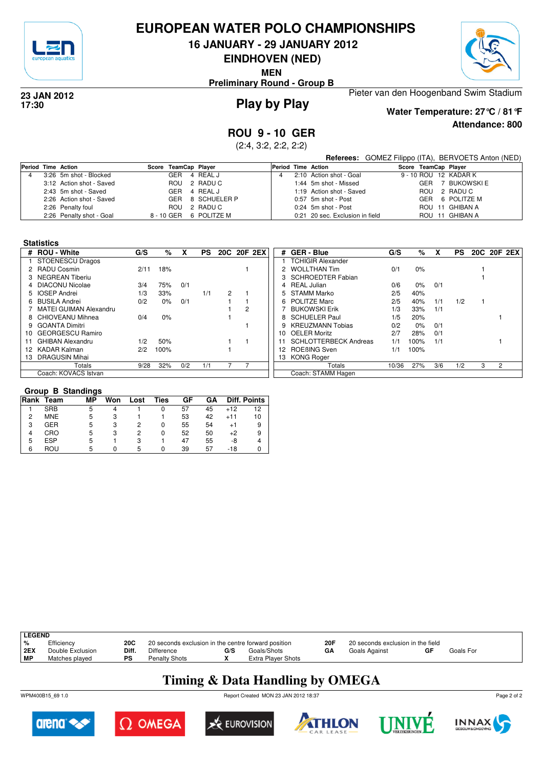# EUROPEAN WATER POLO CHAMPIONSHIPS

**16 JANUARY - 29 JANUARY 2012**

**EINDHOVEN (NED)**

**MEN**

**Preliminary Round - Group B**

**23 JAN 2012**
**17:30**

## Play by Play

Pieter van den Hoogenband Swim Stadium

**Water Temperature: 27°C / 81°F**

**Attendance: 800**

## ROU 9 - 10 GER

(2:4, 3:2, 2:2, 2:2)

**Referees:** GOMEZ Filippo (ITA), BERVOETS Anton (NED)

| Period | Time | Action | Score | TeamCap | Player |
|---|---|---|---|---|---|
| 4 | 3:26 | 5m shot - Blocked | | GER 4 | REAL J |
| | 3:12 | Action shot - Saved | | ROU 2 | RADU C |
| | 2:43 | 5m shot - Saved | | GER 4 | REAL J |
| | 2:26 | Action shot - Saved | | GER 8 | SCHUELER P |
| | 2:26 | Penalty foul | | ROU 2 | RADU C |
| | 2:26 | Penalty shot - Goal | 8 - 10 | GER 6 | POLITZE M |
| 4 | 2:10 | Action shot - Goal | 9 - 10 | ROU 12 | KADAR K |
| | 1:44 | 5m shot - Missed | | GER 7 | BUKOWSKI E |
| | 1:19 | Action shot - Saved | | ROU 2 | RADU C |
| | 0:57 | 5m shot - Post | | GER 6 | POLITZE M |
| | 0:24 | 5m shot - Post | | ROU 11 | GHIBAN A |
| | 0:21 | 20 sec. Exclusion in field | | ROU 11 | GHIBAN A |

### Statistics

| # | ROU - White | G/S | % | X | PS | 20C | 20F | 2EX |
|---|---|---|---|---|---|---|---|---|
| 1 | STOENESCU Dragos | | | | | | | |
| 2 | RADU Cosmin | 2/11 | 18% | | | | 1 | |
| 3 | NEGREAN Tiberiu | | | | | | | |
| 4 | DIACONU Nicolae | 3/4 | 75% | 0/1 | | | | |
| 5 | IOSEP Andrei | 1/3 | 33% | | 1/1 | 2 | 1 | |
| 6 | BUSILA Andrei | 0/2 | 0% | 0/1 | | 1 | 1 | |
| 7 | MATEI GUIMAN Alexandru | | | | | 1 | 2 | |
| 8 | CHIOVEANU Mihnea | 0/4 | 0% | | | 1 | | |
| 9 | GOANTA Dimitri | | | | | | 1 | |
| 10 | GEORGESCU Ramiro | | | | | | | |
| 11 | GHIBAN Alexandru | 1/2 | 50% | | | 1 | 1 | |
| 12 | KADAR Kalman | 2/2 | 100% | | | 1 | | |
| 13 | DRAGUSIN Mihai | | | | | | | |
| | Totals | 9/28 | 32% | 0/2 | 1/1 | 7 | 7 | |
| | Coach: KOVACS Istvan | | | | | | | |

| # | GER - Blue | G/S | % | X | PS | 20C | 20F | 2EX |
|---|---|---|---|---|---|---|---|---|
| 1 | TCHIGIR Alexander | | | | | | | |
| 2 | WOLLTHAN Tim | 0/1 | 0% | | | 1 | | |
| 3 | SCHROEDTER Fabian | | | | | 1 | | |
| 4 | REAL Julian | 0/6 | 0% | 0/1 | | | | |
| 5 | STAMM Marko | 2/5 | 40% | | | | | |
| 6 | POLITZE Marc | 2/5 | 40% | 1/1 | 1/2 | 1 | | |
| 7 | BUKOWSKI Erik | 1/3 | 33% | 1/1 | | | | |
| 8 | SCHUELER Paul | 1/5 | 20% | | | | 1 | |
| 9 | KREUZMANN Tobias | 0/2 | 0% | 0/1 | | | | |
| 10 | OELER Moritz | 2/7 | 28% | 0/1 | | | | |
| 11 | SCHLOTTERBECK Andreas | 1/1 | 100% | 1/1 | | | 1 | |
| 12 | ROEßING Sven | 1/1 | 100% | | | | | |
| 13 | KONG Roger | | | | | | | |
| | Totals | 10/36 | 27% | 3/6 | 1/2 | 3 | 2 | |
| | Coach: STAMM Hagen | | | | | | | |

### Group B Standings

| Rank | Team | MP | Won | Lost | Ties | GF | GA | Diff. | Points |
|---|---|---|---|---|---|---|---|---|---|
| 1 | SRB | 5 | 4 | 1 | 0 | 57 | 45 | +12 | 12 |
| 2 | MNE | 5 | 3 | 1 | 1 | 53 | 42 | +11 | 10 |
| 3 | GER | 5 | 3 | 2 | 0 | 55 | 54 | +1 | 9 |
| 4 | CRO | 5 | 3 | 2 | 0 | 52 | 50 | +2 | 9 |
| 5 | ESP | 5 | 1 | 3 | 1 | 47 | 55 | -8 | 4 |
| 6 | ROU | 5 | 0 | 5 | 0 | 39 | 57 | -18 | 0 |

**LEGEND**

| | | | | | | | |
|---|---|---|---|---|---|---|---|
| % | Efficiency | 20C | 20 seconds exclusion in the centre forward position | | 20F | 20 seconds exclusion in the field | |
| 2EX | Double Exclusion | Diff. | Difference | G/S Goals/Shots | GA | Goals Against | GF Goals For |
| MP | Matches played | PS | Penalty Shots | X Extra Player Shots | | | |

## Timing & Data Handling by OMEGA

WPM400B15_69 1.0 Report Created MON 23 JAN 2012 18:37